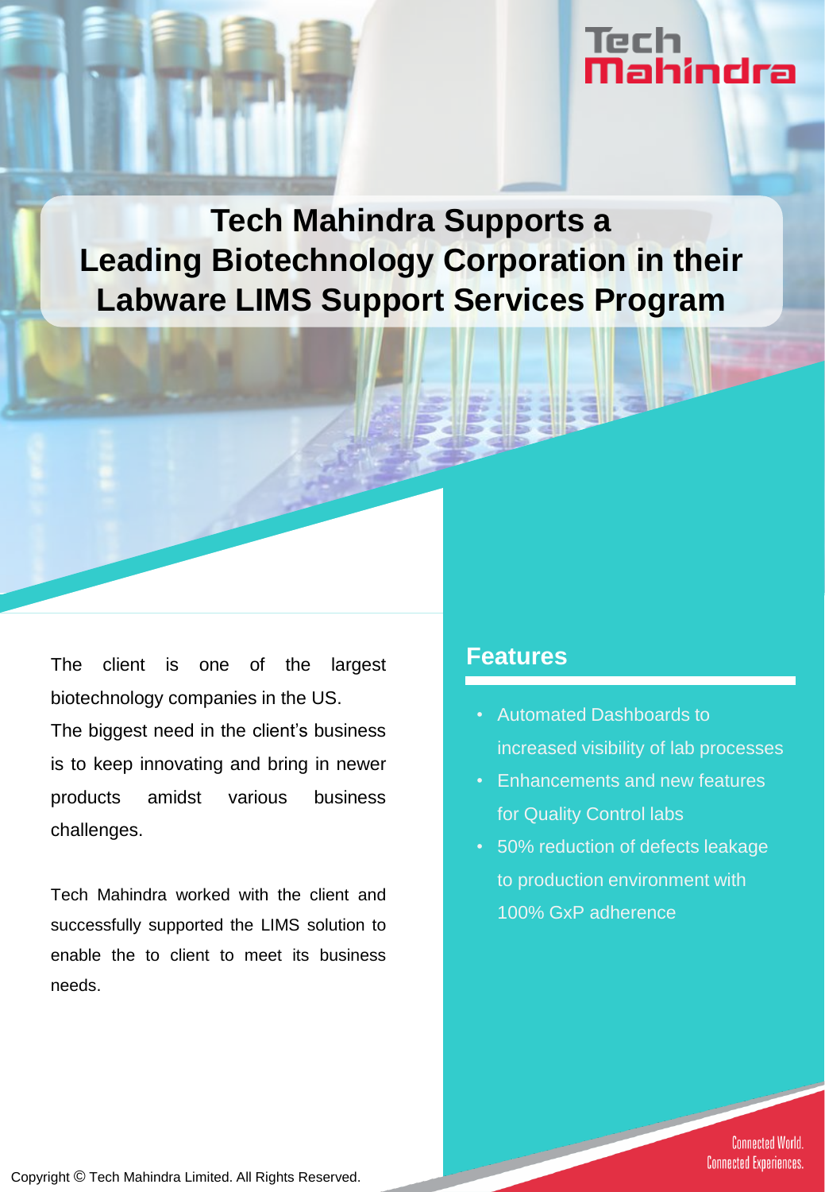Tech Mahindra

# Tech Mahindra Supports a Leading Biotechnology Corporation in their Labware LIMS Support Services Program

The client is one of the largest biotechnology companies in the US.
The biggest need in the client's business is to keep innovating and bring in newer products amidst various business challenges.

Tech Mahindra worked with the client and successfully supported the LIMS solution to enable the to client to meet its business needs.

## Features

- Automated Dashboards to increased visibility of lab processes
- Enhancements and new features for Quality Control labs
- 50% reduction of defects leakage to production environment with 100% GxP adherence

Connected World. Connected Experiences.

Copyright © Tech Mahindra Limited. All Rights Reserved.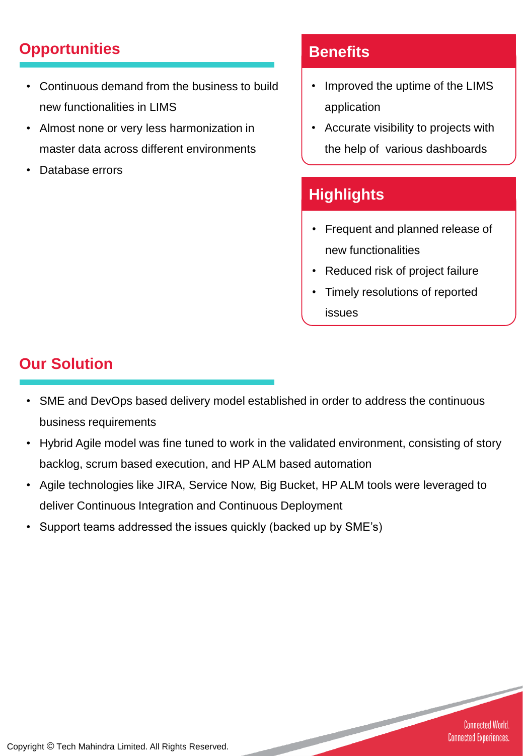## Opportunities

- Continuous demand from the business to build new functionalities in LIMS
- Almost none or very less harmonization in master data across different environments
- Database errors

## Benefits

- Improved the uptime of the LIMS application
- Accurate visibility to projects with the help of various dashboards

## Highlights

- Frequent and planned release of new functionalities
- Reduced risk of project failure
- Timely resolutions of reported issues

## Our Solution

- SME and DevOps based delivery model established in order to address the continuous business requirements
- Hybrid Agile model was fine tuned to work in the validated environment, consisting of story backlog, scrum based execution, and HP ALM based automation
- Agile technologies like JIRA, Service Now, Big Bucket, HP ALM tools were leveraged to deliver Continuous Integration and Continuous Deployment
- Support teams addressed the issues quickly (backed up by SME's)

Copyright © Tech Mahindra Limited. All Rights Reserved.

Connected World.
Connected Experiences.